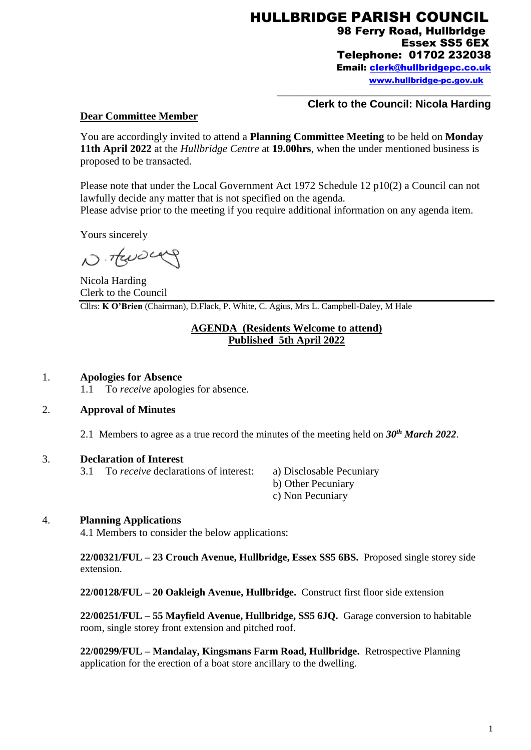# HULLBRIDGE PARISH COUNCIL

**98 Ferry Road, Hullbridge**
**Essex SS5 6EX**
**Telephone: 01702 232038**
**Email: clerk@hullbridgepc.co.uk**
**www.hullbridge-pc.gov.uk**

**Clerk to the Council: Nicola Harding**

**Dear Committee Member**

You are accordingly invited to attend a **Planning Committee Meeting** to be held on **Monday 11th April 2022** at the *Hullbridge Centre* at **19.00hrs**, when the under mentioned business is proposed to be transacted.

Please note that under the Local Government Act 1972 Schedule 12 p10(2) a Council can not lawfully decide any matter that is not specified on the agenda.
Please advise prior to the meeting if you require additional information on any agenda item.

Yours sincerely

Nicola Harding
Clerk to the Council

Cllrs: **K O'Brien** (Chairman), D.Flack, P. White, C. Agius, Mrs L. Campbell-Daley, M Hale

**AGENDA (Residents Welcome to attend)**
**Published 5th April 2022**

1. **Apologies for Absence**
   1.1 To *receive* apologies for absence.

2. **Approval of Minutes**
   2.1 Members to agree as a true record the minutes of the meeting held on ***30th March 2022***.

3. **Declaration of Interest**
   3.1 To *receive* declarations of interest:
   a) Disclosable Pecuniary
   b) Other Pecuniary
   c) Non Pecuniary

4. **Planning Applications**
   4.1 Members to consider the below applications:

   **22/00321/FUL – 23 Crouch Avenue, Hullbridge, Essex SS5 6BS.** Proposed single storey side extension.

   **22/00128/FUL – 20 Oakleigh Avenue, Hullbridge.** Construct first floor side extension

   **22/00251/FUL – 55 Mayfield Avenue, Hullbridge, SS5 6JQ.** Garage conversion to habitable room, single storey front extension and pitched roof.

   **22/00299/FUL – Mandalay, Kingsmans Farm Road, Hullbridge.** Retrospective Planning application for the erection of a boat store ancillary to the dwelling.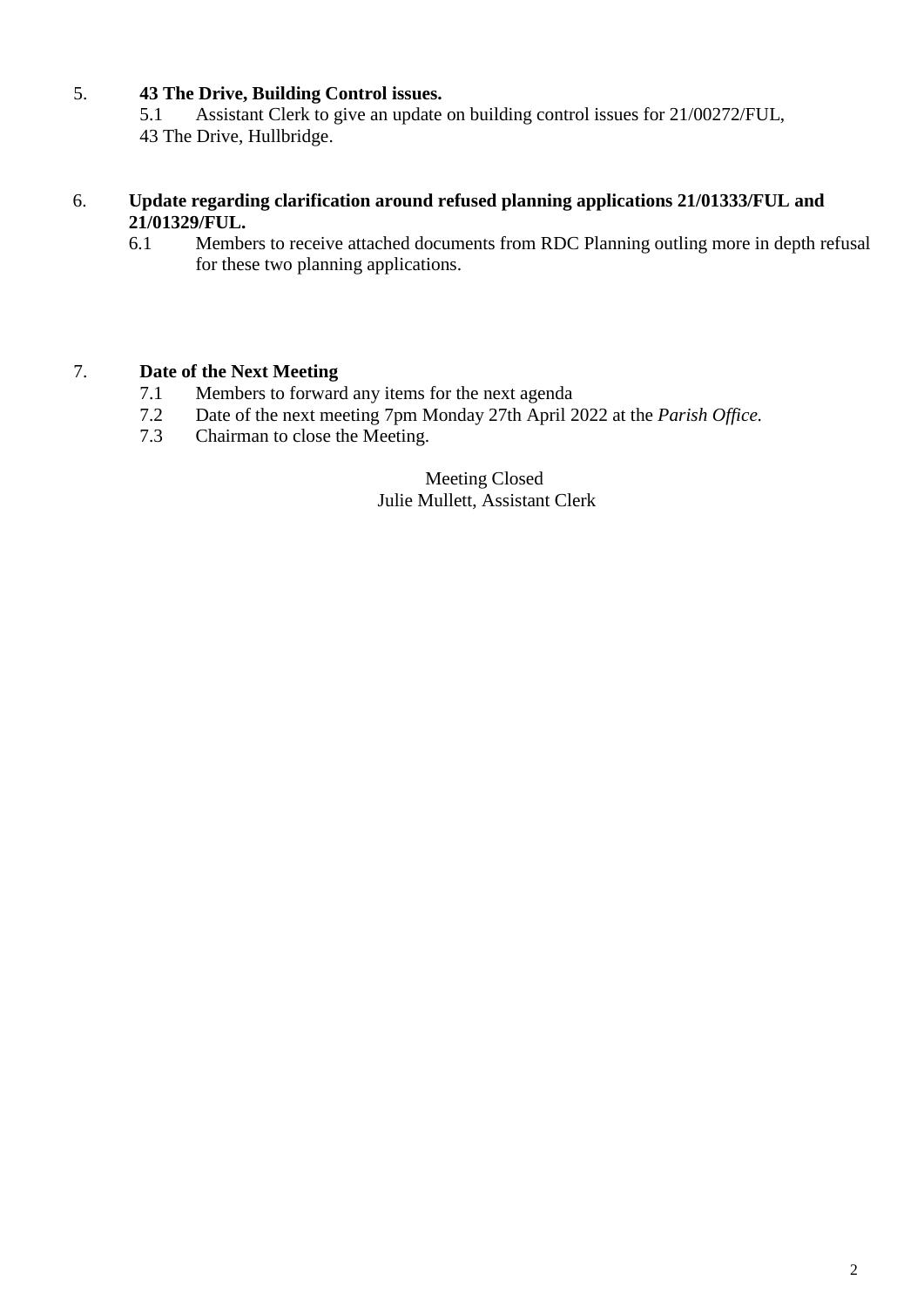5. **43 The Drive, Building Control issues.**

5.1 Assistant Clerk to give an update on building control issues for 21/00272/FUL, 43 The Drive, Hullbridge.

6. **Update regarding clarification around refused planning applications 21/01333/FUL and 21/01329/FUL.**

6.1 Members to receive attached documents from RDC Planning outling more in depth refusal for these two planning applications.

7. **Date of the Next Meeting**

7.1 Members to forward any items for the next agenda

7.2 Date of the next meeting 7pm Monday 27th April 2022 at the *Parish Office.*

7.3 Chairman to close the Meeting.

Meeting Closed
Julie Mullett, Assistant Clerk